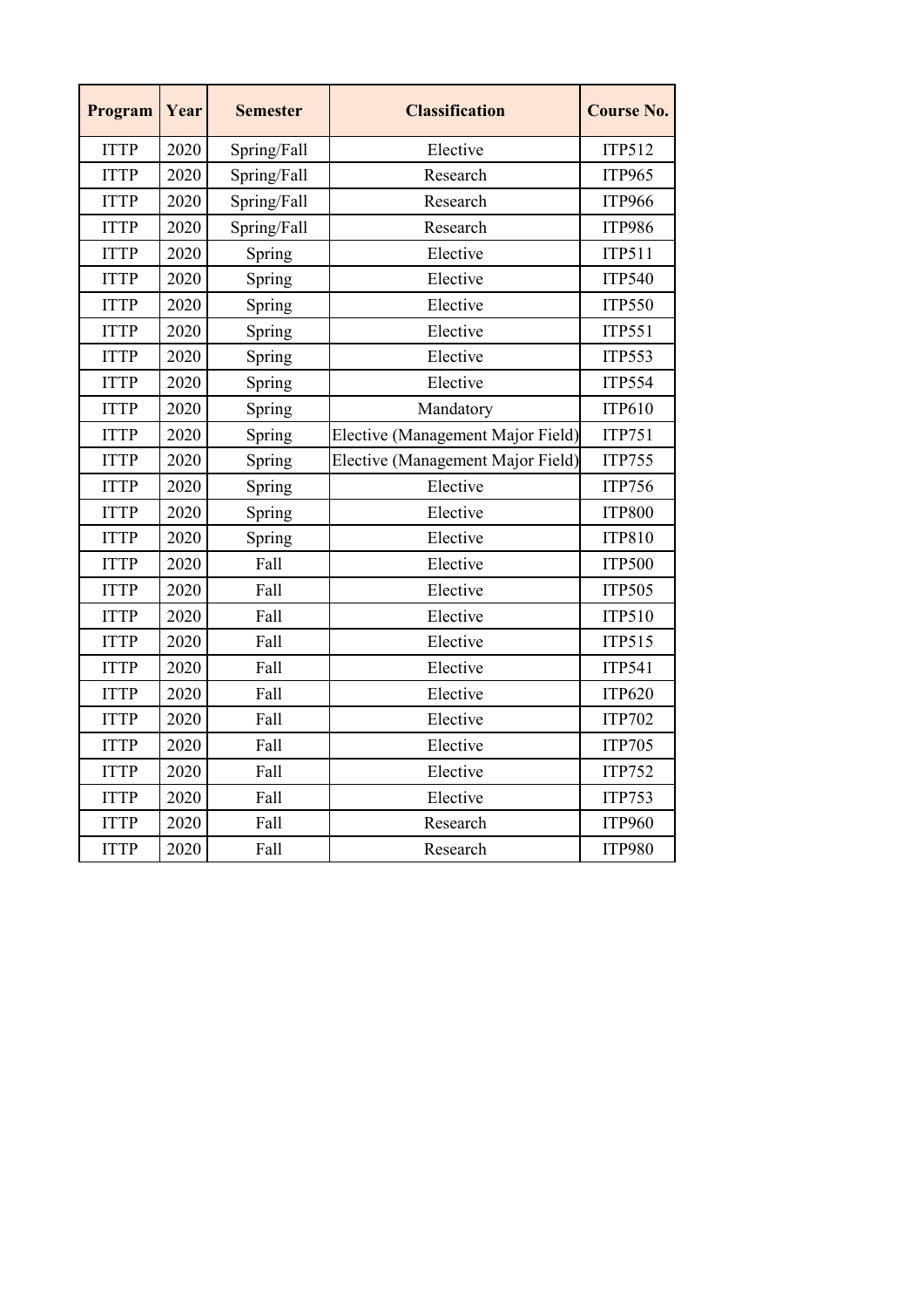| Program | Year | Semester | Classification | Course No. |
|---|---|---|---|---|
| ITTP | 2020 | Spring/Fall | Elective | ITP512 |
| ITTP | 2020 | Spring/Fall | Research | ITP965 |
| ITTP | 2020 | Spring/Fall | Research | ITP966 |
| ITTP | 2020 | Spring/Fall | Research | ITP986 |
| ITTP | 2020 | Spring | Elective | ITP511 |
| ITTP | 2020 | Spring | Elective | ITP540 |
| ITTP | 2020 | Spring | Elective | ITP550 |
| ITTP | 2020 | Spring | Elective | ITP551 |
| ITTP | 2020 | Spring | Elective | ITP553 |
| ITTP | 2020 | Spring | Elective | ITP554 |
| ITTP | 2020 | Spring | Mandatory | ITP610 |
| ITTP | 2020 | Spring | Elective (Management Major Field) | ITP751 |
| ITTP | 2020 | Spring | Elective (Management Major Field) | ITP755 |
| ITTP | 2020 | Spring | Elective | ITP756 |
| ITTP | 2020 | Spring | Elective | ITP800 |
| ITTP | 2020 | Spring | Elective | ITP810 |
| ITTP | 2020 | Fall | Elective | ITP500 |
| ITTP | 2020 | Fall | Elective | ITP505 |
| ITTP | 2020 | Fall | Elective | ITP510 |
| ITTP | 2020 | Fall | Elective | ITP515 |
| ITTP | 2020 | Fall | Elective | ITP541 |
| ITTP | 2020 | Fall | Elective | ITP620 |
| ITTP | 2020 | Fall | Elective | ITP702 |
| ITTP | 2020 | Fall | Elective | ITP705 |
| ITTP | 2020 | Fall | Elective | ITP752 |
| ITTP | 2020 | Fall | Elective | ITP753 |
| ITTP | 2020 | Fall | Research | ITP960 |
| ITTP | 2020 | Fall | Research | ITP980 |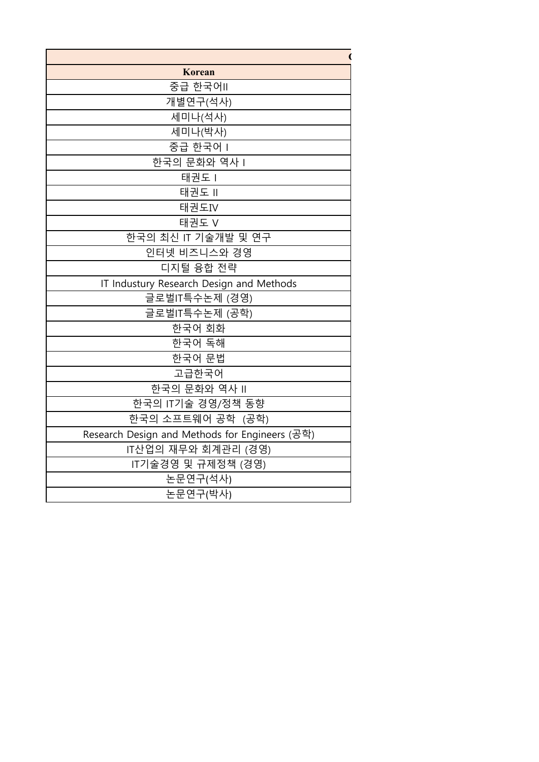| Korean |
| --- |
| 중급 한국어II |
| 개별연구(석사) |
| 세미나(석사) |
| 세미나(박사) |
| 중급 한국어 I |
| 한국의 문화와 역사 I |
| 태권도 I |
| 태권도 II |
| 태권도IV |
| 태권도 V |
| 한국의 최신 IT 기술개발 및 연구 |
| 인터넷 비즈니스와 경영 |
| 디지털 융합 전략 |
| IT Industury Research Design and Methods |
| 글로벌IT특수논제 (경영) |
| 글로벌IT특수논제 (공학) |
| 한국어 회화 |
| 한국어 독해 |
| 한국어 문법 |
| 고급한국어 |
| 한국의 문화와 역사 II |
| 한국의 IT기술 경영/정책 동향 |
| 한국의 소프트웨어 공학 (공학) |
| Research Design and Methods for Engineers (공학) |
| IT산업의 재무와 회계관리 (경영) |
| IT기술경영 및 규제정책 (경영) |
| 논문연구(석사) |
| 논문연구(박사) |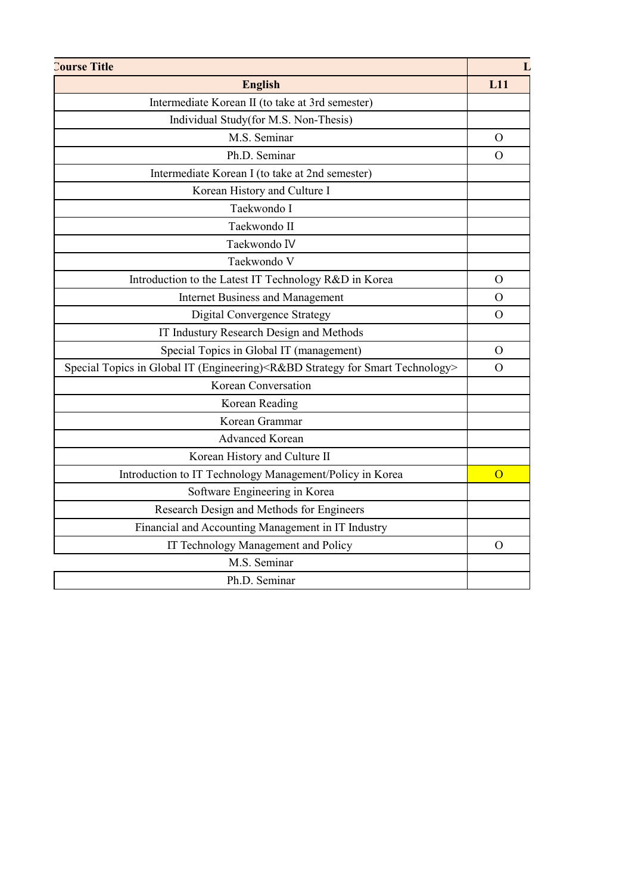| Course Title | L |
|---|---|
| **English** | **L11** |
| Intermediate Korean II (to take at 3rd semester) | |
| Individual Study(for M.S. Non-Thesis) | |
| M.S. Seminar | O |
| Ph.D. Seminar | O |
| Intermediate Korean I (to take at 2nd semester) | |
| Korean History and Culture I | |
| Taekwondo I | |
| Taekwondo II | |
| Taekwondo Ⅳ | |
| Taekwondo V | |
| Introduction to the Latest IT Technology R&D in Korea | O |
| Internet Business and Management | O |
| Digital Convergence Strategy | O |
| IT Industury Research Design and Methods | |
| Special Topics in Global IT (management) | O |
| Special Topics in Global IT (Engineering)<R&BD Strategy for Smart Technology> | O |
| Korean Conversation | |
| Korean Reading | |
| Korean Grammar | |
| Advanced Korean | |
| Korean History and Culture II | |
| Introduction to IT Technology Management/Policy in Korea | O |
| Software Engineering in Korea | |
| Research Design and Methods for Engineers | |
| Financial and Accounting Management in IT Industry | |
| IT Technology Management and Policy | O |
| M.S. Seminar | |
| Ph.D. Seminar | |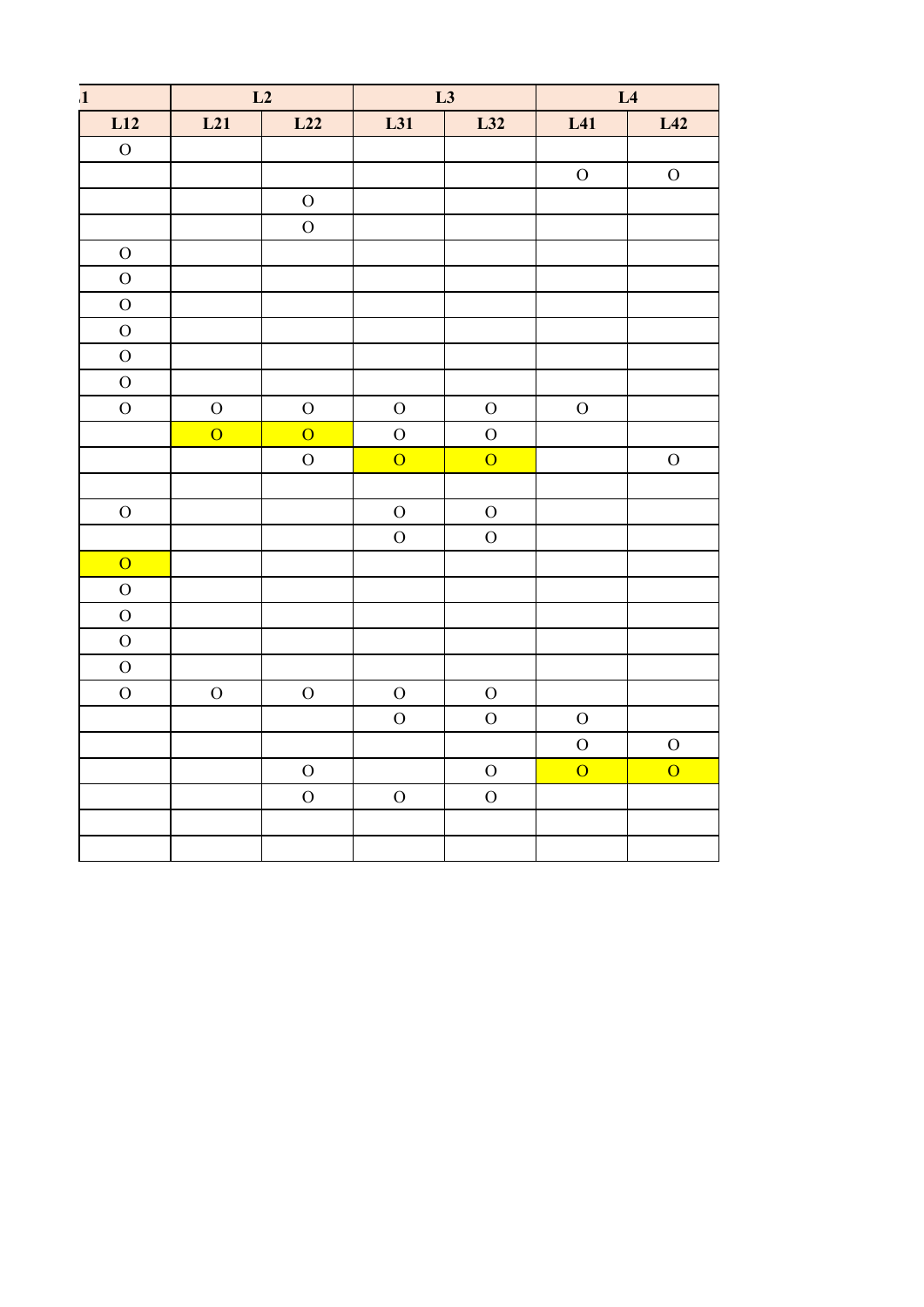| L1 | L2 | | L3 | | L4 | |
|---|---|---|---|---|---|---|
| L12 | L21 | L22 | L31 | L32 | L41 | L42 |
| O | | | | | | |
| | | | | | O | O |
| | | O | | | | |
| | | O | | | | |
| O | | | | | | |
| O | | | | | | |
| O | | | | | | |
| O | | | | | | |
| O | | | | | | |
| O | | | | | | |
| O | O | O | O | O | O | |
| | O | O | O | O | | |
| | | O | O | O | | O |
| | | | | | | |
| O | | | O | O | | |
| | | | O | O | | |
| O | | | | | | |
| O | | | | | | |
| O | | | | | | |
| O | | | | | | |
| O | | | | | | |
| O | O | O | O | O | | |
| | | | O | O | O | |
| | | | | | O | O |
| | | O | | O | O | O |
| | | O | O | O | | |
| | | | | | | |
| | | | | | | |